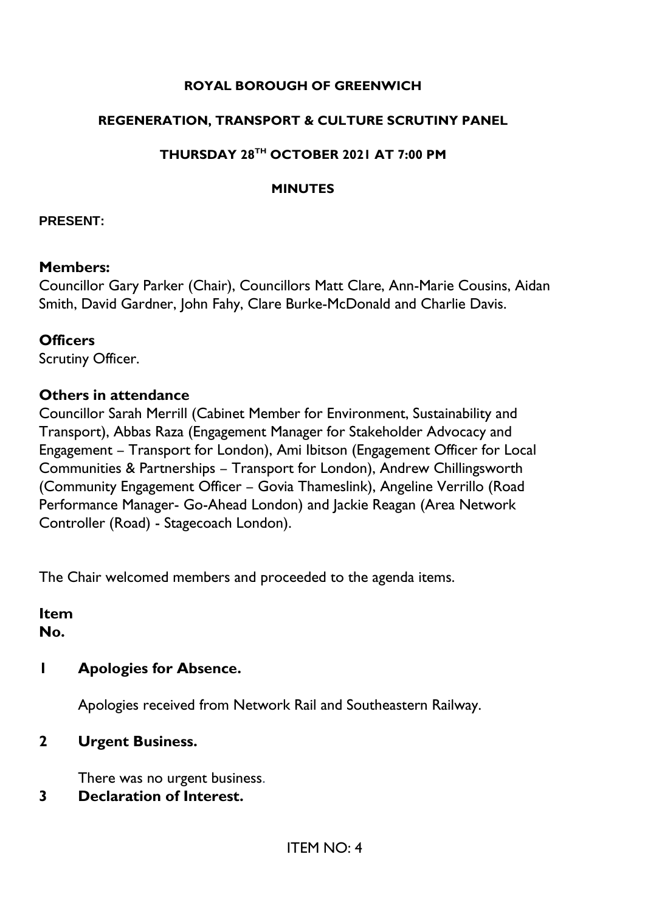# ROYAL BOROUGH OF GREENWICH

## REGENERATION, TRANSPORT & CULTURE SCRUTINY PANEL

## THURSDAY 28TH OCTOBER 2021 AT 7:00 PM

## MINUTES

**PRESENT:**

**Members:**
Councillor Gary Parker (Chair), Councillors Matt Clare, Ann-Marie Cousins, Aidan Smith, David Gardner, John Fahy, Clare Burke-McDonald and Charlie Davis.

**Officers**
Scrutiny Officer.

**Others in attendance**
Councillor Sarah Merrill (Cabinet Member for Environment, Sustainability and Transport), Abbas Raza (Engagement Manager for Stakeholder Advocacy and Engagement – Transport for London), Ami Ibitson (Engagement Officer for Local Communities & Partnerships – Transport for London), Andrew Chillingsworth (Community Engagement Officer – Govia Thameslink), Angeline Verrillo (Road Performance Manager- Go-Ahead London) and Jackie Reagan (Area Network Controller (Road) - Stagecoach London).

The Chair welcomed members and proceeded to the agenda items.

**Item No.**

**1 Apologies for Absence.**

Apologies received from Network Rail and Southeastern Railway.

**2 Urgent Business.**

There was no urgent business.

**3 Declaration of Interest.**

ITEM NO: 4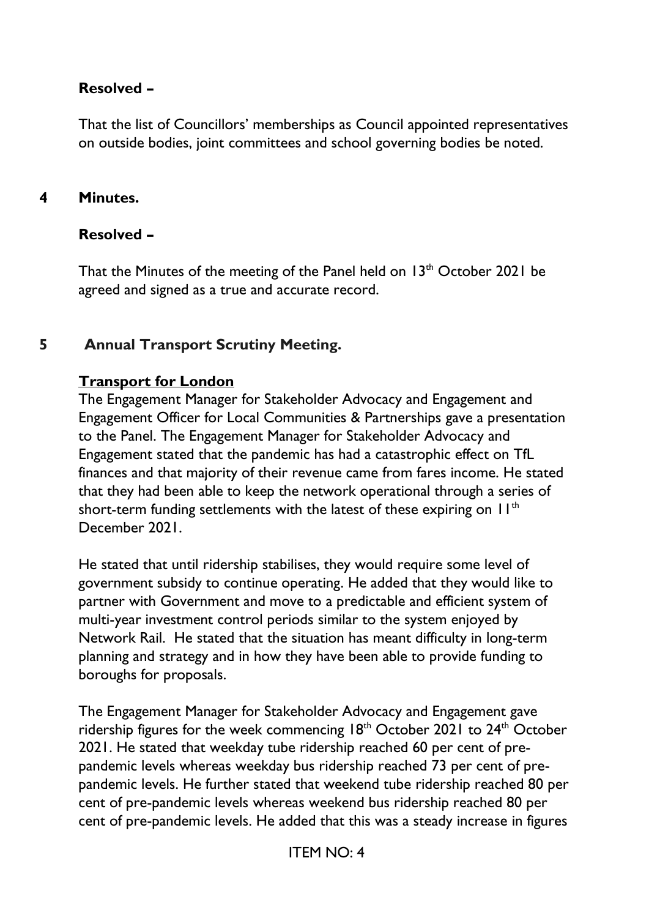**Resolved –**

That the list of Councillors' memberships as Council appointed representatives on outside bodies, joint committees and school governing bodies be noted.

## 4 Minutes.

**Resolved –**

That the Minutes of the meeting of the Panel held on 13th October 2021 be agreed and signed as a true and accurate record.

## 5 Annual Transport Scrutiny Meeting.

**Transport for London**

The Engagement Manager for Stakeholder Advocacy and Engagement and Engagement Officer for Local Communities & Partnerships gave a presentation to the Panel. The Engagement Manager for Stakeholder Advocacy and Engagement stated that the pandemic has had a catastrophic effect on TfL finances and that majority of their revenue came from fares income. He stated that they had been able to keep the network operational through a series of short-term funding settlements with the latest of these expiring on 11th December 2021.

He stated that until ridership stabilises, they would require some level of government subsidy to continue operating. He added that they would like to partner with Government and move to a predictable and efficient system of multi-year investment control periods similar to the system enjoyed by Network Rail. He stated that the situation has meant difficulty in long-term planning and strategy and in how they have been able to provide funding to boroughs for proposals.

The Engagement Manager for Stakeholder Advocacy and Engagement gave ridership figures for the week commencing 18th October 2021 to 24th October 2021. He stated that weekday tube ridership reached 60 per cent of pre-pandemic levels whereas weekday bus ridership reached 73 per cent of pre-pandemic levels. He further stated that weekend tube ridership reached 80 per cent of pre-pandemic levels whereas weekend bus ridership reached 80 per cent of pre-pandemic levels. He added that this was a steady increase in figures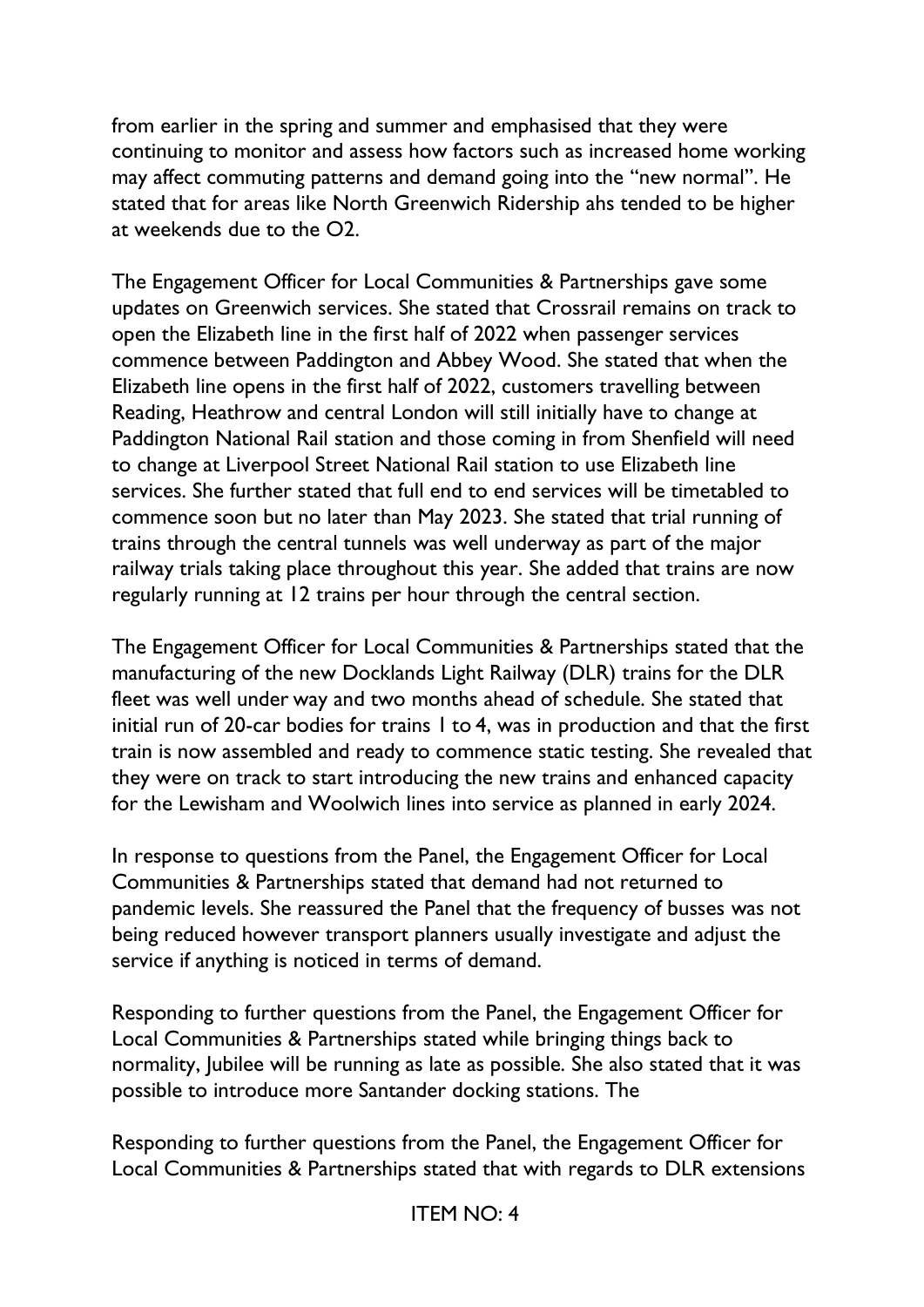from earlier in the spring and summer and emphasised that they were continuing to monitor and assess how factors such as increased home working may affect commuting patterns and demand going into the "new normal". He stated that for areas like North Greenwich Ridership ahs tended to be higher at weekends due to the O2.

The Engagement Officer for Local Communities & Partnerships gave some updates on Greenwich services. She stated that Crossrail remains on track to open the Elizabeth line in the first half of 2022 when passenger services commence between Paddington and Abbey Wood. She stated that when the Elizabeth line opens in the first half of 2022, customers travelling between Reading, Heathrow and central London will still initially have to change at Paddington National Rail station and those coming in from Shenfield will need to change at Liverpool Street National Rail station to use Elizabeth line services. She further stated that full end to end services will be timetabled to commence soon but no later than May 2023. She stated that trial running of trains through the central tunnels was well underway as part of the major railway trials taking place throughout this year. She added that trains are now regularly running at 12 trains per hour through the central section.

The Engagement Officer for Local Communities & Partnerships stated that the manufacturing of the new Docklands Light Railway (DLR) trains for the DLR fleet was well under way and two months ahead of schedule. She stated that initial run of 20-car bodies for trains 1 to 4, was in production and that the first train is now assembled and ready to commence static testing. She revealed that they were on track to start introducing the new trains and enhanced capacity for the Lewisham and Woolwich lines into service as planned in early 2024.

In response to questions from the Panel, the Engagement Officer for Local Communities & Partnerships stated that demand had not returned to pandemic levels. She reassured the Panel that the frequency of busses was not being reduced however transport planners usually investigate and adjust the service if anything is noticed in terms of demand.

Responding to further questions from the Panel, the Engagement Officer for Local Communities & Partnerships stated while bringing things back to normality, Jubilee will be running as late as possible. She also stated that it was possible to introduce more Santander docking stations. The

Responding to further questions from the Panel, the Engagement Officer for Local Communities & Partnerships stated that with regards to DLR extensions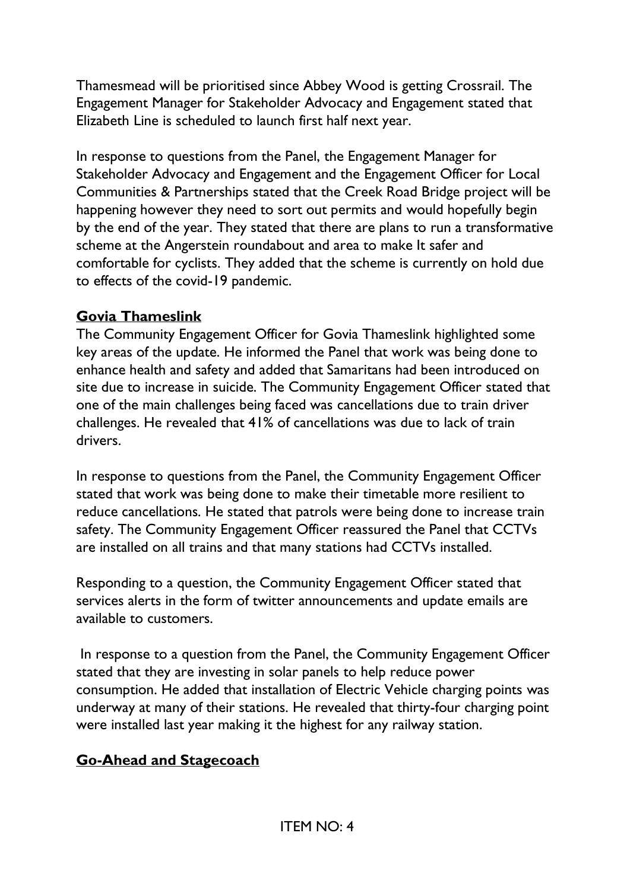Thamesmead will be prioritised since Abbey Wood is getting Crossrail. The Engagement Manager for Stakeholder Advocacy and Engagement stated that Elizabeth Line is scheduled to launch first half next year.

In response to questions from the Panel, the Engagement Manager for Stakeholder Advocacy and Engagement and the Engagement Officer for Local Communities & Partnerships stated that the Creek Road Bridge project will be happening however they need to sort out permits and would hopefully begin by the end of the year. They stated that there are plans to run a transformative scheme at the Angerstein roundabout and area to make It safer and comfortable for cyclists. They added that the scheme is currently on hold due to effects of the covid-19 pandemic.

**Govia Thameslink**

The Community Engagement Officer for Govia Thameslink highlighted some key areas of the update. He informed the Panel that work was being done to enhance health and safety and added that Samaritans had been introduced on site due to increase in suicide. The Community Engagement Officer stated that one of the main challenges being faced was cancellations due to train driver challenges. He revealed that 41% of cancellations was due to lack of train drivers.

In response to questions from the Panel, the Community Engagement Officer stated that work was being done to make their timetable more resilient to reduce cancellations. He stated that patrols were being done to increase train safety. The Community Engagement Officer reassured the Panel that CCTVs are installed on all trains and that many stations had CCTVs installed.

Responding to a question, the Community Engagement Officer stated that services alerts in the form of twitter announcements and update emails are available to customers.

In response to a question from the Panel, the Community Engagement Officer stated that they are investing in solar panels to help reduce power consumption. He added that installation of Electric Vehicle charging points was underway at many of their stations. He revealed that thirty-four charging point were installed last year making it the highest for any railway station.

**Go-Ahead and Stagecoach**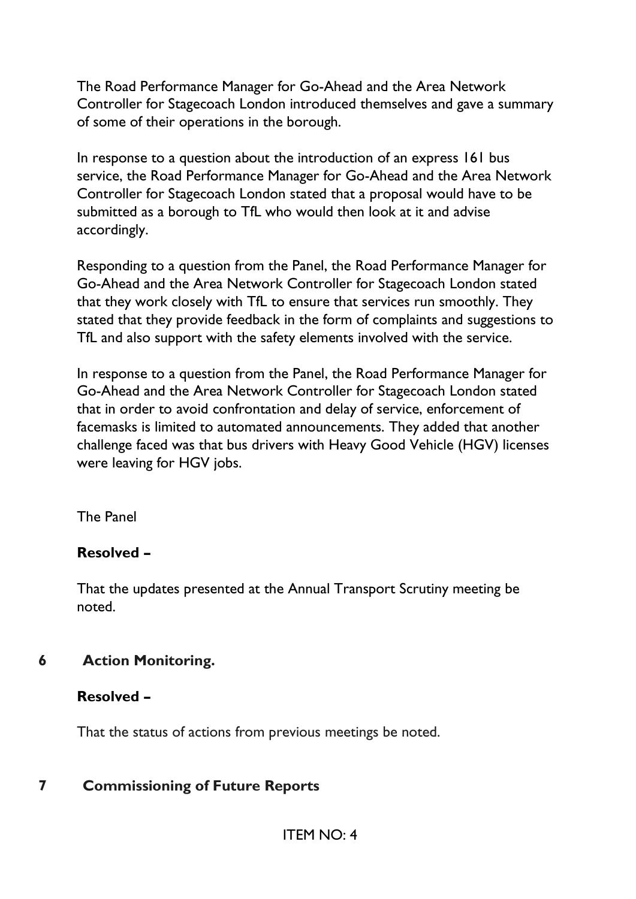The Road Performance Manager for Go-Ahead and the Area Network Controller for Stagecoach London introduced themselves and gave a summary of some of their operations in the borough.

In response to a question about the introduction of an express 161 bus service, the Road Performance Manager for Go-Ahead and the Area Network Controller for Stagecoach London stated that a proposal would have to be submitted as a borough to TfL who would then look at it and advise accordingly.

Responding to a question from the Panel, the Road Performance Manager for Go-Ahead and the Area Network Controller for Stagecoach London stated that they work closely with TfL to ensure that services run smoothly. They stated that they provide feedback in the form of complaints and suggestions to TfL and also support with the safety elements involved with the service.

In response to a question from the Panel, the Road Performance Manager for Go-Ahead and the Area Network Controller for Stagecoach London stated that in order to avoid confrontation and delay of service, enforcement of facemasks is limited to automated announcements. They added that another challenge faced was that bus drivers with Heavy Good Vehicle (HGV) licenses were leaving for HGV jobs.

The Panel

**Resolved –**

That the updates presented at the Annual Transport Scrutiny meeting be noted.

## 6 Action Monitoring.

**Resolved –**

That the status of actions from previous meetings be noted.

## 7 Commissioning of Future Reports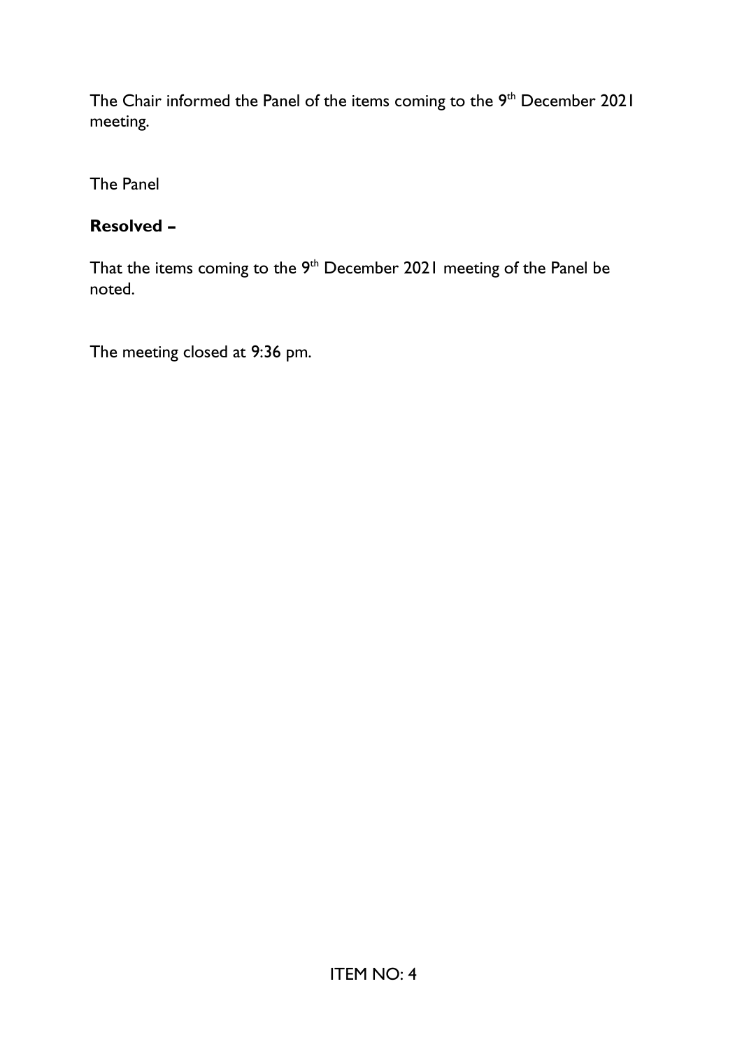The Chair informed the Panel of the items coming to the 9th December 2021 meeting.

The Panel

**Resolved –**

That the items coming to the 9th December 2021 meeting of the Panel be noted.

The meeting closed at 9:36 pm.

ITEM NO: 4